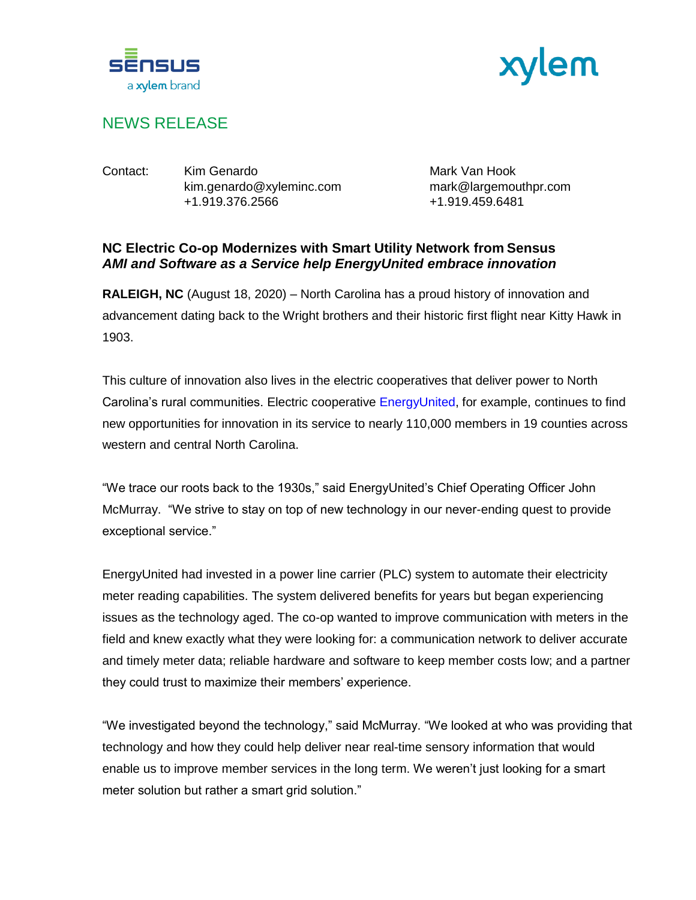sensus a xylem brand

xylem

## NEWS RELEASE

Contact: Kim Genardo
kim.genardo@xyleminc.com
+1.919.376.2566

Mark Van Hook
mark@largemouthpr.com
+1.919.459.6481

**NC Electric Co-op Modernizes with Smart Utility Network from Sensus**
***AMI and Software as a Service help EnergyUnited embrace innovation***

**RALEIGH, NC** (August 18, 2020) – North Carolina has a proud history of innovation and advancement dating back to the Wright brothers and their historic first flight near Kitty Hawk in 1903.

This culture of innovation also lives in the electric cooperatives that deliver power to North Carolina's rural communities. Electric cooperative EnergyUnited, for example, continues to find new opportunities for innovation in its service to nearly 110,000 members in 19 counties across western and central North Carolina.

"We trace our roots back to the 1930s," said EnergyUnited's Chief Operating Officer John McMurray. "We strive to stay on top of new technology in our never-ending quest to provide exceptional service."

EnergyUnited had invested in a power line carrier (PLC) system to automate their electricity meter reading capabilities. The system delivered benefits for years but began experiencing issues as the technology aged. The co-op wanted to improve communication with meters in the field and knew exactly what they were looking for: a communication network to deliver accurate and timely meter data; reliable hardware and software to keep member costs low; and a partner they could trust to maximize their members' experience.

"We investigated beyond the technology," said McMurray. "We looked at who was providing that technology and how they could help deliver near real-time sensory information that would enable us to improve member services in the long term. We weren't just looking for a smart meter solution but rather a smart grid solution."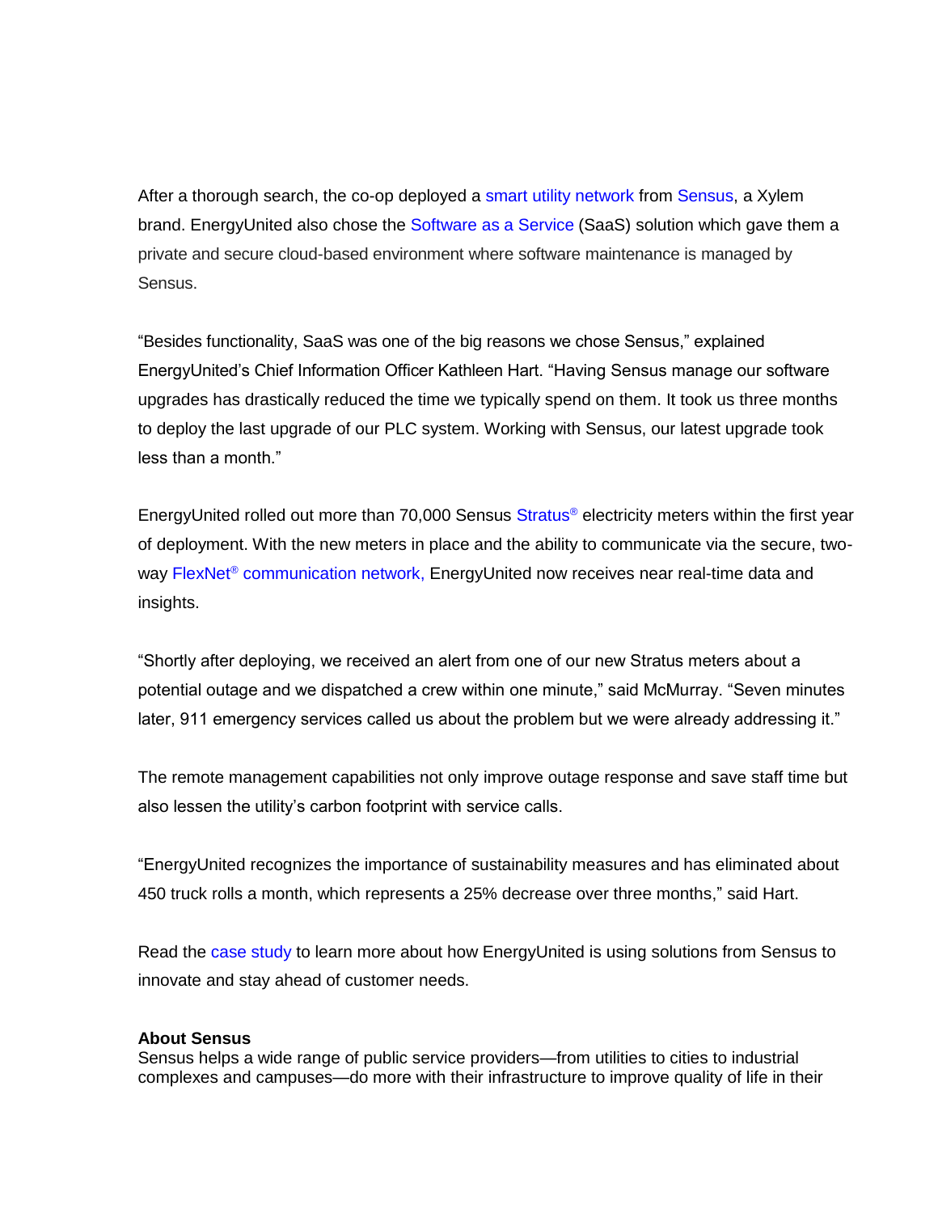After a thorough search, the co-op deployed a smart utility network from Sensus, a Xylem brand. EnergyUnited also chose the Software as a Service (SaaS) solution which gave them a private and secure cloud-based environment where software maintenance is managed by Sensus.

“Besides functionality, SaaS was one of the big reasons we chose Sensus,” explained EnergyUnited’s Chief Information Officer Kathleen Hart. “Having Sensus manage our software upgrades has drastically reduced the time we typically spend on them. It took us three months to deploy the last upgrade of our PLC system. Working with Sensus, our latest upgrade took less than a month.”

EnergyUnited rolled out more than 70,000 Sensus Stratus® electricity meters within the first year of deployment. With the new meters in place and the ability to communicate via the secure, two-way FlexNet® communication network, EnergyUnited now receives near real-time data and insights.

“Shortly after deploying, we received an alert from one of our new Stratus meters about a potential outage and we dispatched a crew within one minute,” said McMurray. “Seven minutes later, 911 emergency services called us about the problem but we were already addressing it.”

The remote management capabilities not only improve outage response and save staff time but also lessen the utility’s carbon footprint with service calls.

“EnergyUnited recognizes the importance of sustainability measures and has eliminated about 450 truck rolls a month, which represents a 25% decrease over three months,” said Hart.

Read the case study to learn more about how EnergyUnited is using solutions from Sensus to innovate and stay ahead of customer needs.

**About Sensus**
Sensus helps a wide range of public service providers—from utilities to cities to industrial complexes and campuses—do more with their infrastructure to improve quality of life in their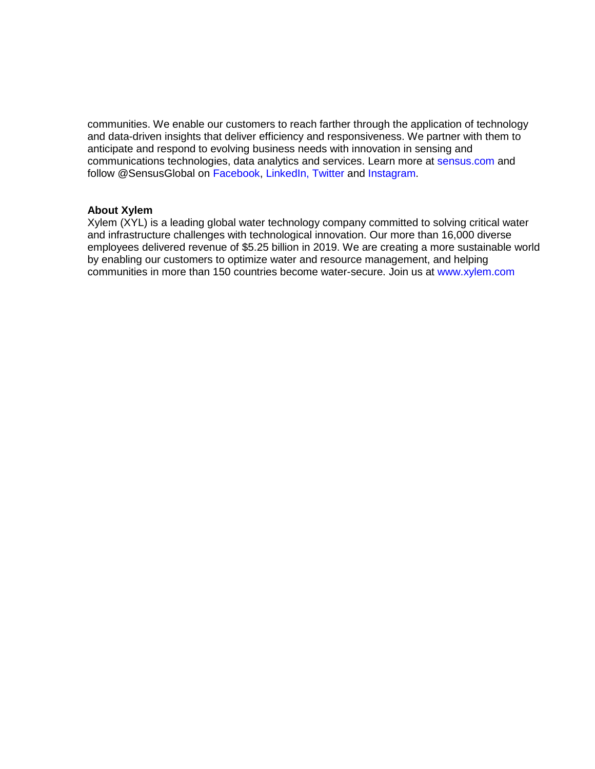communities. We enable our customers to reach farther through the application of technology and data-driven insights that deliver efficiency and responsiveness. We partner with them to anticipate and respond to evolving business needs with innovation in sensing and communications technologies, data analytics and services. Learn more at sensus.com and follow @SensusGlobal on Facebook, LinkedIn, Twitter and Instagram.

**About Xylem**

Xylem (XYL) is a leading global water technology company committed to solving critical water and infrastructure challenges with technological innovation. Our more than 16,000 diverse employees delivered revenue of $5.25 billion in 2019. We are creating a more sustainable world by enabling our customers to optimize water and resource management, and helping communities in more than 150 countries become water-secure. Join us at www.xylem.com